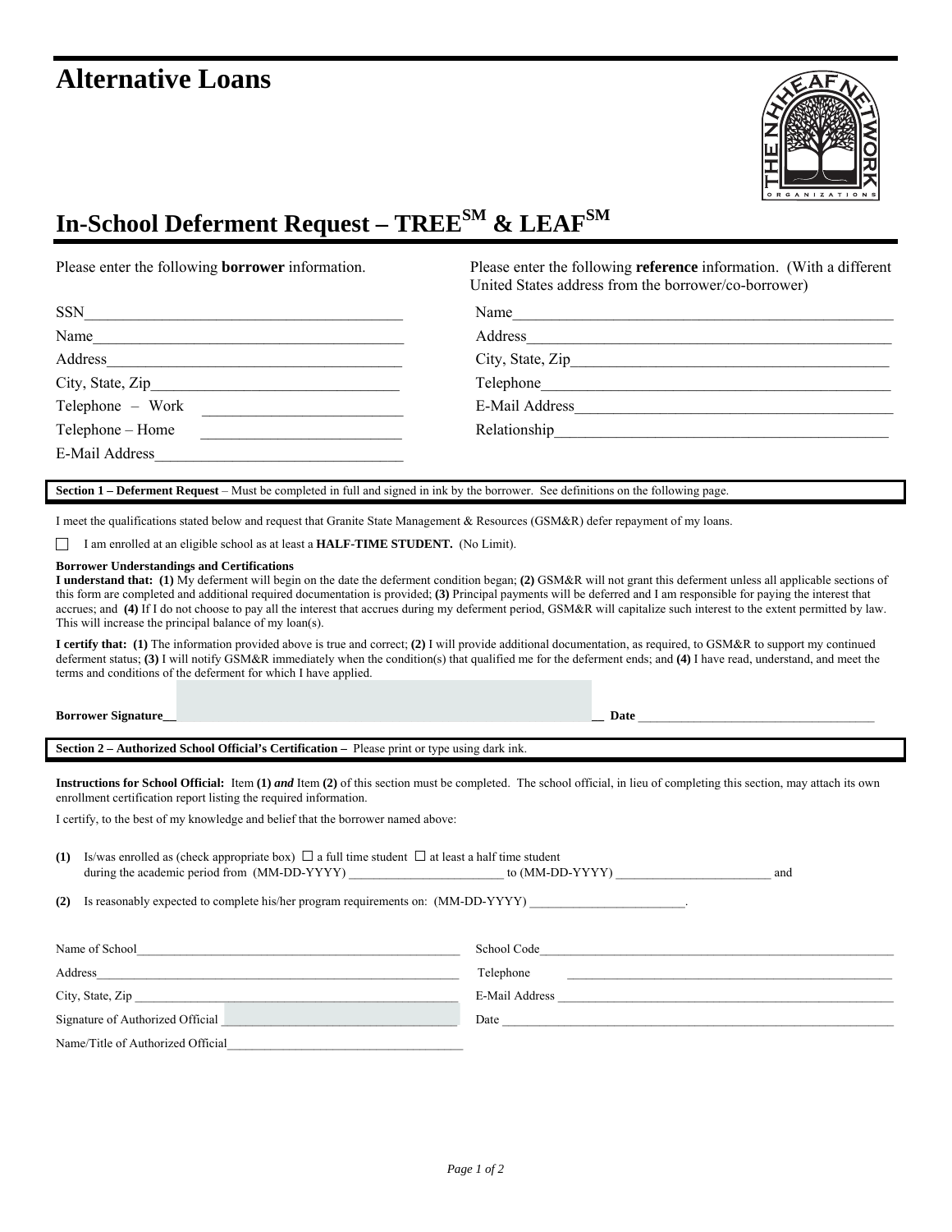# Alternative Loans

# In-School Deferment Request – TREE[SM] & LEAF[SM]

Please enter the following **borrower** information.

SSN________________________________________

Name_______________________________________

Address_____________________________________

City, State, Zip______________________________

Telephone – Work ___________________________

Telephone – Home ___________________________

E-Mail Address_______________________________

Please enter the following **reference** information. (With a different United States address from the borrower/co-borrower)

Name_______________________________________

Address_____________________________________

City, State, Zip______________________________

Telephone___________________________________

E-Mail Address_______________________________

Relationship_________________________________

**Section 1 – Deferment Request** – Must be completed in full and signed in ink by the borrower. See definitions on the following page.

I meet the qualifications stated below and request that Granite State Management & Resources (GSM&R) defer repayment of my loans.

☐ I am enrolled at an eligible school as at least a **HALF-TIME STUDENT.** (No Limit).

**Borrower Understandings and Certifications**

**I understand that: (1)** My deferment will begin on the date the deferment condition began; **(2)** GSM&R will not grant this deferment unless all applicable sections of this form are completed and additional required documentation is provided; **(3)** Principal payments will be deferred and I am responsible for paying the interest that accrues; and **(4)** If I do not choose to pay all the interest that accrues during my deferment period, GSM&R will capitalize such interest to the extent permitted by law. This will increase the principal balance of my loan(s).

**I certify that: (1)** The information provided above is true and correct; **(2)** I will provide additional documentation, as required, to GSM&R to support my continued deferment status; **(3)** I will notify GSM&R immediately when the condition(s) that qualified me for the deferment ends; and **(4)** I have read, understand, and meet the terms and conditions of the deferment for which I have applied.

**Borrower Signature**__________________________________ **Date** ______________________

**Section 2 – Authorized School Official's Certification –** Please print or type using dark ink.

**Instructions for School Official:** Item **(1)** ***and*** Item **(2)** of this section must be completed. The school official, in lieu of completing this section, may attach its own enrollment certification report listing the required information.

I certify, to the best of my knowledge and belief that the borrower named above:

**(1)** Is/was enrolled as (check appropriate box) ☐ a full time student ☐ at least a half time student during the academic period from (MM-DD-YYYY) ________________________ to (MM-DD-YYYY) ________________________ and

**(2)** Is reasonably expected to complete his/her program requirements on: (MM-DD-YYYY) ________________________.

Name of School_______________________________________

Address_____________________________________________

City, State, Zip _______________________________________

Signature of Authorized Official ___________________________

Name/Title of Authorized Official__________________________

School Code__________________________________________

Telephone ___________________________________________

E-Mail Address _______________________________________

Date _______________________________________________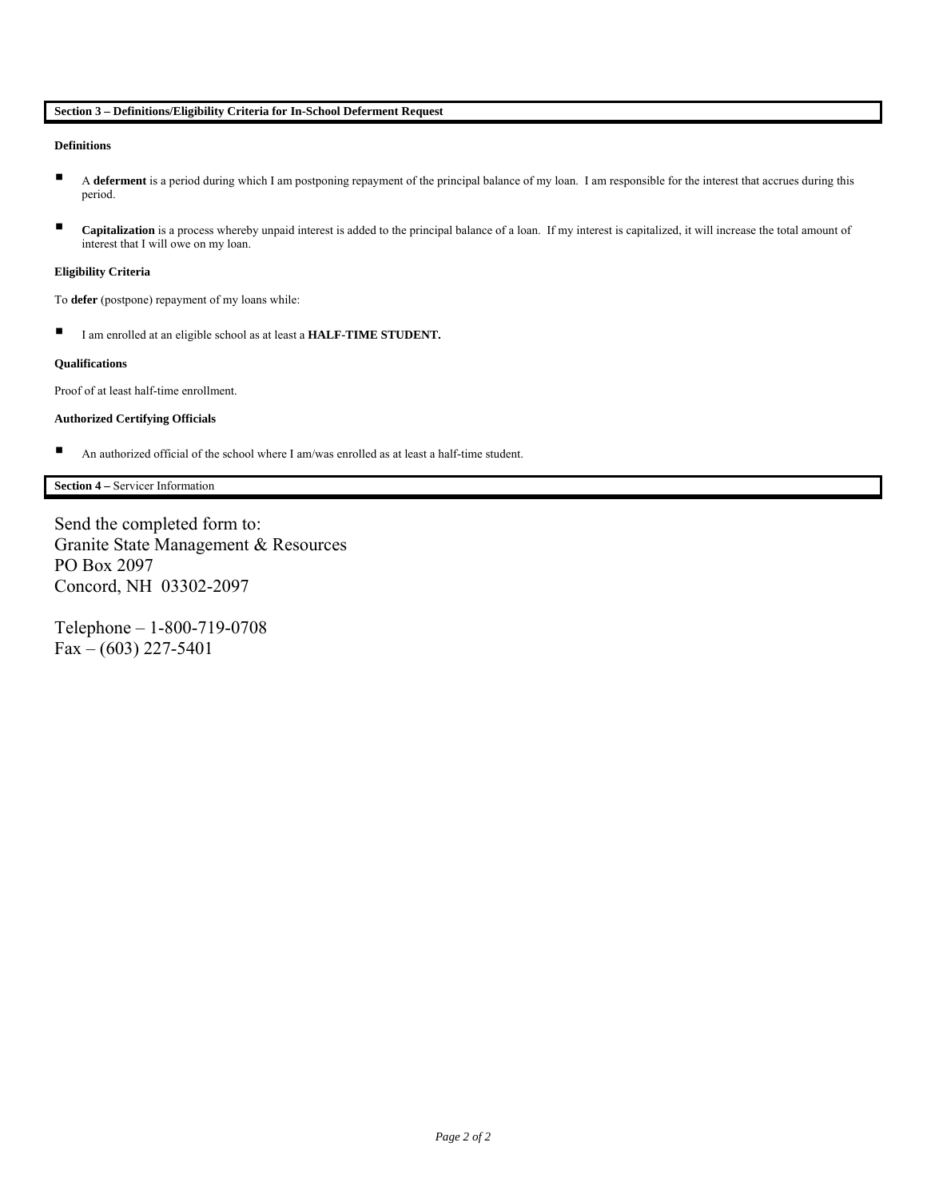## Section 3 – Definitions/Eligibility Criteria for In-School Deferment Request

### Definitions

- A **deferment** is a period during which I am postponing repayment of the principal balance of my loan. I am responsible for the interest that accrues during this period.
- **Capitalization** is a process whereby unpaid interest is added to the principal balance of a loan. If my interest is capitalized, it will increase the total amount of interest that I will owe on my loan.

### Eligibility Criteria

To **defer** (postpone) repayment of my loans while:

- I am enrolled at an eligible school as at least a **HALF-TIME STUDENT.**

### Qualifications

Proof of at least half-time enrollment.

### Authorized Certifying Officials

- An authorized official of the school where I am/was enrolled as at least a half-time student.

## Section 4 – Servicer Information

Send the completed form to:
Granite State Management & Resources
PO Box 2097
Concord, NH 03302-2097

Telephone – 1-800-719-0708
Fax – (603) 227-5401